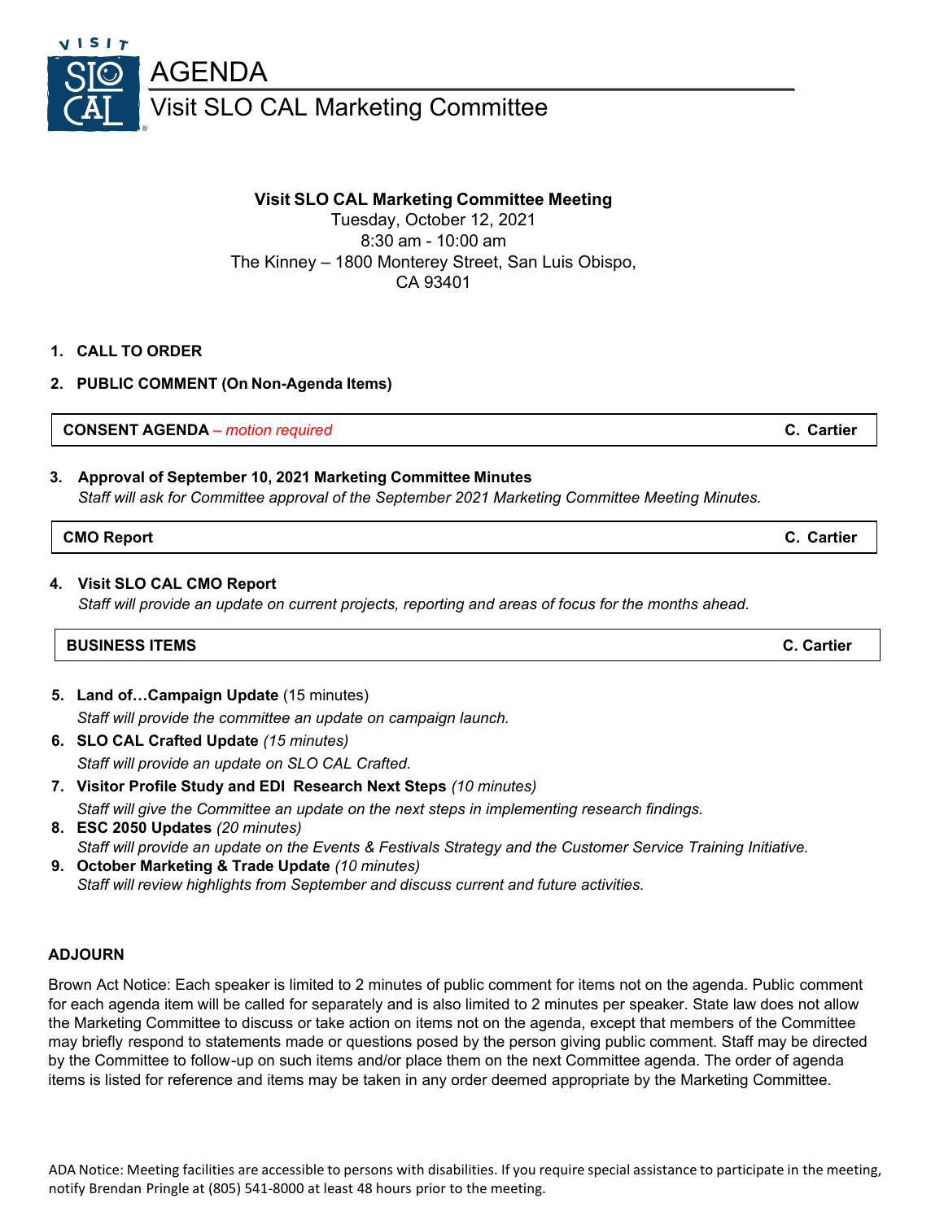# AGENDA

## Visit SLO CAL Marketing Committee

**Visit SLO CAL Marketing Committee Meeting**
Tuesday, October 12, 2021
8:30 am - 10:00 am
The Kinney – 1800 Monterey Street, San Luis Obispo, CA 93401

1. **CALL TO ORDER**
2. **PUBLIC COMMENT (On Non-Agenda Items)**

| **CONSENT AGENDA** – *motion required* | **C. Cartier** |
|---|---|

3. **Approval of September 10, 2021 Marketing Committee Minutes**
   *Staff will ask for Committee approval of the September 2021 Marketing Committee Meeting Minutes.*

| **CMO Report** | **C. Cartier** |
|---|---|

4. **Visit SLO CAL CMO Report**
   *Staff will provide an update on current projects, reporting and areas of focus for the months ahead.*

| **BUSINESS ITEMS** | **C. Cartier** |
|---|---|

5. **Land of…Campaign Update** (15 minutes)
   *Staff will provide the committee an update on campaign launch.*
6. **SLO CAL Crafted Update** *(15 minutes)*
   *Staff will provide an update on SLO CAL Crafted.*
7. **Visitor Profile Study and EDI Research Next Steps** *(10 minutes)*
   *Staff will give the Committee an update on the next steps in implementing research findings.*
8. **ESC 2050 Updates** *(20 minutes)*
   *Staff will provide an update on the Events & Festivals Strategy and the Customer Service Training Initiative.*
9. **October Marketing & Trade Update** *(10 minutes)*
   *Staff will review highlights from September and discuss current and future activities.*

**ADJOURN**

Brown Act Notice: Each speaker is limited to 2 minutes of public comment for items not on the agenda. Public comment for each agenda item will be called for separately and is also limited to 2 minutes per speaker. State law does not allow the Marketing Committee to discuss or take action on items not on the agenda, except that members of the Committee may briefly respond to statements made or questions posed by the person giving public comment. Staff may be directed by the Committee to follow-up on such items and/or place them on the next Committee agenda. The order of agenda items is listed for reference and items may be taken in any order deemed appropriate by the Marketing Committee.

ADA Notice: Meeting facilities are accessible to persons with disabilities. If you require special assistance to participate in the meeting, notify Brendan Pringle at (805) 541-8000 at least 48 hours prior to the meeting.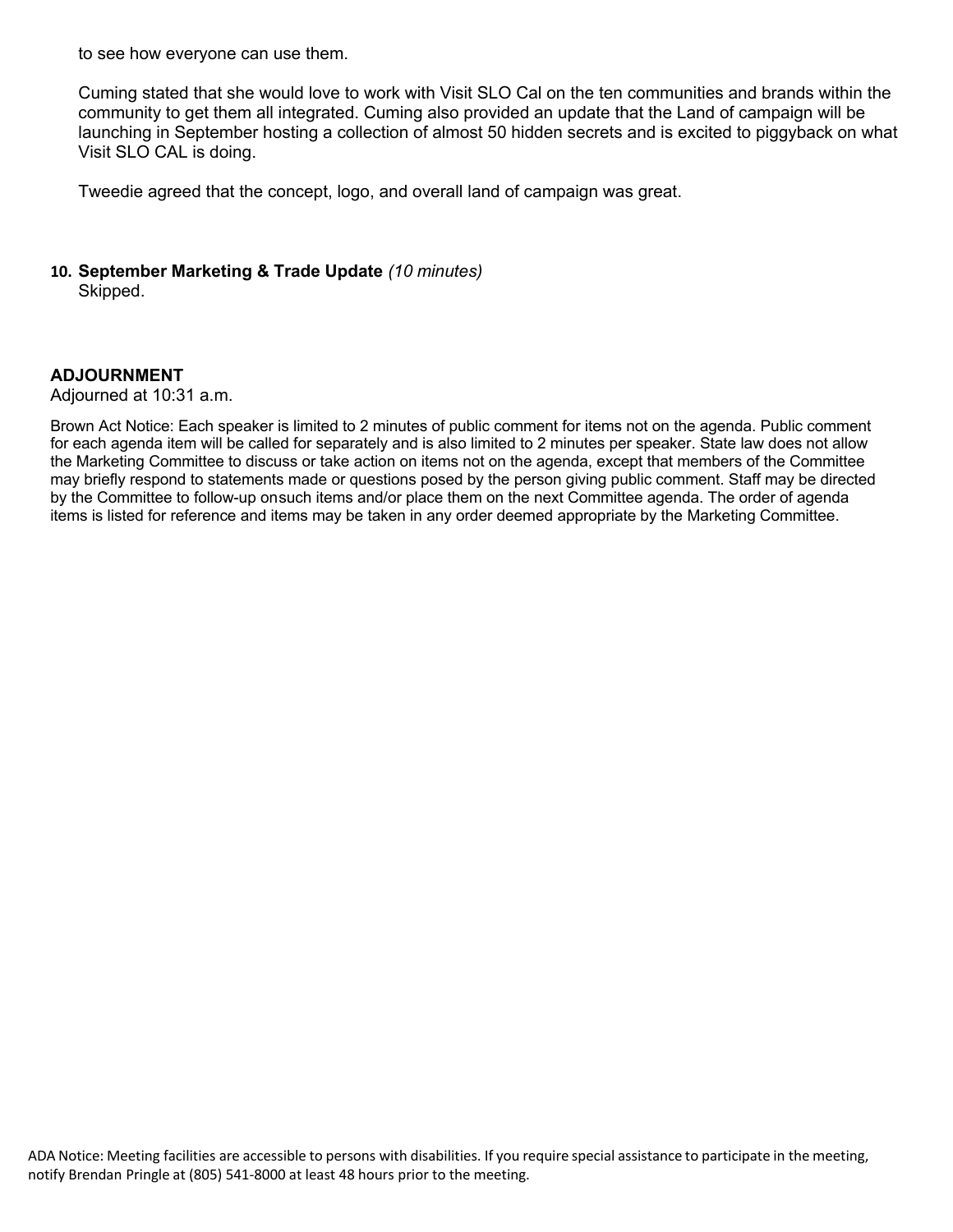to see how everyone can use them.

Cuming stated that she would love to work with Visit SLO Cal on the ten communities and brands within the community to get them all integrated. Cuming also provided an update that the Land of campaign will be launching in September hosting a collection of almost 50 hidden secrets and is excited to piggyback on what Visit SLO CAL is doing.

Tweedie agreed that the concept, logo, and overall land of campaign was great.

10. **September Marketing & Trade Update** *(10 minutes)*
    Skipped.

**ADJOURNMENT**
Adjourned at 10:31 a.m.

Brown Act Notice: Each speaker is limited to 2 minutes of public comment for items not on the agenda. Public comment for each agenda item will be called for separately and is also limited to 2 minutes per speaker. State law does not allow the Marketing Committee to discuss or take action on items not on the agenda, except that members of the Committee may briefly respond to statements made or questions posed by the person giving public comment. Staff may be directed by the Committee to follow-up onsuch items and/or place them on the next Committee agenda. The order of agenda items is listed for reference and items may be taken in any order deemed appropriate by the Marketing Committee.

ADA Notice: Meeting facilities are accessible to persons with disabilities. If you require special assistance to participate in the meeting, notify Brendan Pringle at (805) 541-8000 at least 48 hours prior to the meeting.